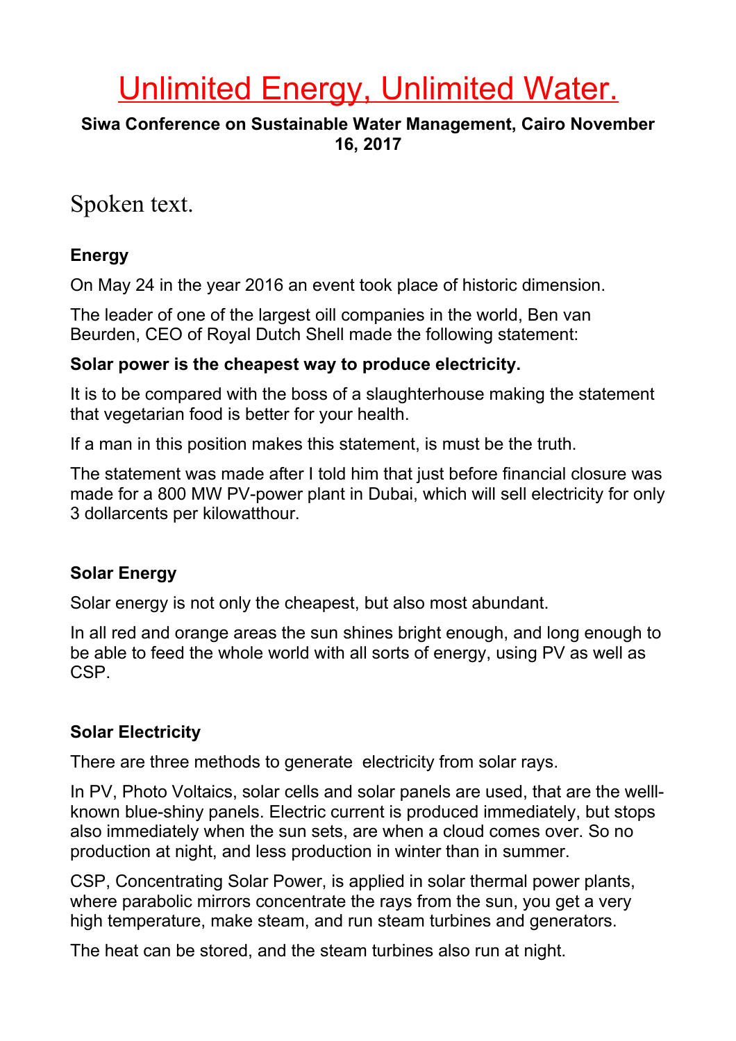# Unlimited Energy, Unlimited Water.

**Siwa Conference on Sustainable Water Management, Cairo November 16, 2017**

## Spoken text.

### Energy

On May 24 in the year 2016 an event took place of historic dimension.

The leader of one of the largest oill companies in the world, Ben van Beurden, CEO of Royal Dutch Shell made the following statement:

**Solar power is the cheapest way to produce electricity.**

It is to be compared with the boss of a slaughterhouse making the statement that vegetarian food is better for your health.

If a man in this position makes this statement, is must be the truth.

The statement was made after I told him that just before financial closure was made for a 800 MW PV-power plant in Dubai, which will sell electricity for only 3 dollarcents per kilowatthour.

### Solar Energy

Solar energy is not only the cheapest, but also most abundant.

In all red and orange areas the sun shines bright enough, and long enough to be able to feed the whole world with all sorts of energy, using PV as well as CSP.

### Solar Electricity

There are three methods to generate electricity from solar rays.

In PV, Photo Voltaics, solar cells and solar panels are used, that are the welll-known blue-shiny panels. Electric current is produced immediately, but stops also immediately when the sun sets, are when a cloud comes over. So no production at night, and less production in winter than in summer.

CSP, Concentrating Solar Power, is applied in solar thermal power plants, where parabolic mirrors concentrate the rays from the sun, you get a very high temperature, make steam, and run steam turbines and generators.

The heat can be stored, and the steam turbines also run at night.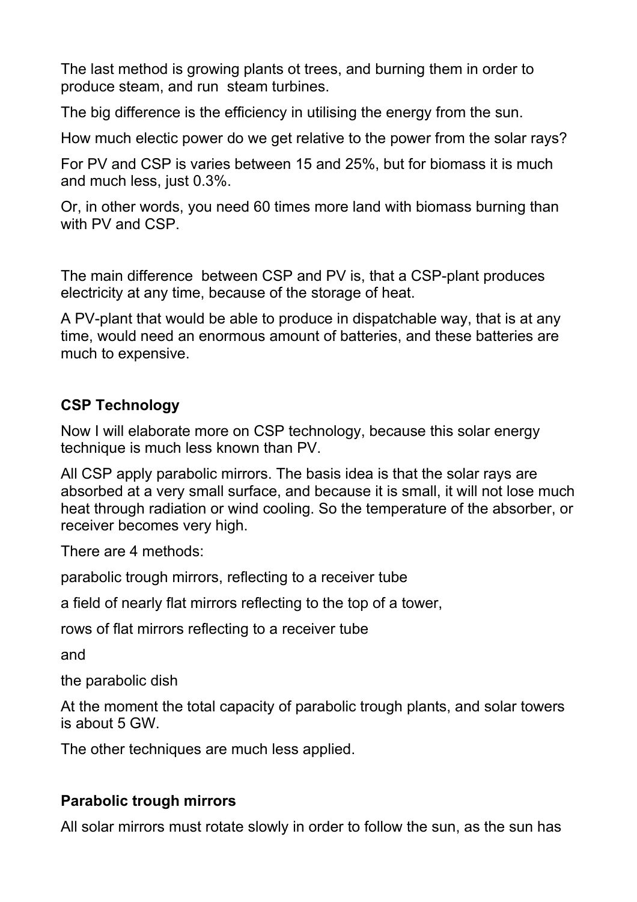The last method is growing plants ot trees, and burning them in order to produce steam, and run  steam turbines.

The big difference is the efficiency in utilising the energy from the sun.

How much electic power do we get relative to the power from the solar rays?

For PV and CSP is varies between 15 and 25%, but for biomass it is much and much less, just 0.3%.

Or, in other words, you need 60 times more land with biomass burning than with PV and CSP.

The main difference  between CSP and PV is, that a CSP-plant produces electricity at any time, because of the storage of heat.

A PV-plant that would be able to produce in dispatchable way, that is at any time, would need an enormous amount of batteries, and these batteries are much to expensive.

## CSP Technology

Now I will elaborate more on CSP technology, because this solar energy technique is much less known than PV.

All CSP apply parabolic mirrors. The basis idea is that the solar rays are absorbed at a very small surface, and because it is small, it will not lose much heat through radiation or wind cooling. So the temperature of the absorber, or receiver becomes very high.

There are 4 methods:

parabolic trough mirrors, reflecting to a receiver tube

a field of nearly flat mirrors reflecting to the top of a tower,

rows of flat mirrors reflecting to a receiver tube

and

the parabolic dish

At the moment the total capacity of parabolic trough plants, and solar towers is about 5 GW.

The other techniques are much less applied.

## Parabolic trough mirrors

All solar mirrors must rotate slowly in order to follow the sun, as the sun has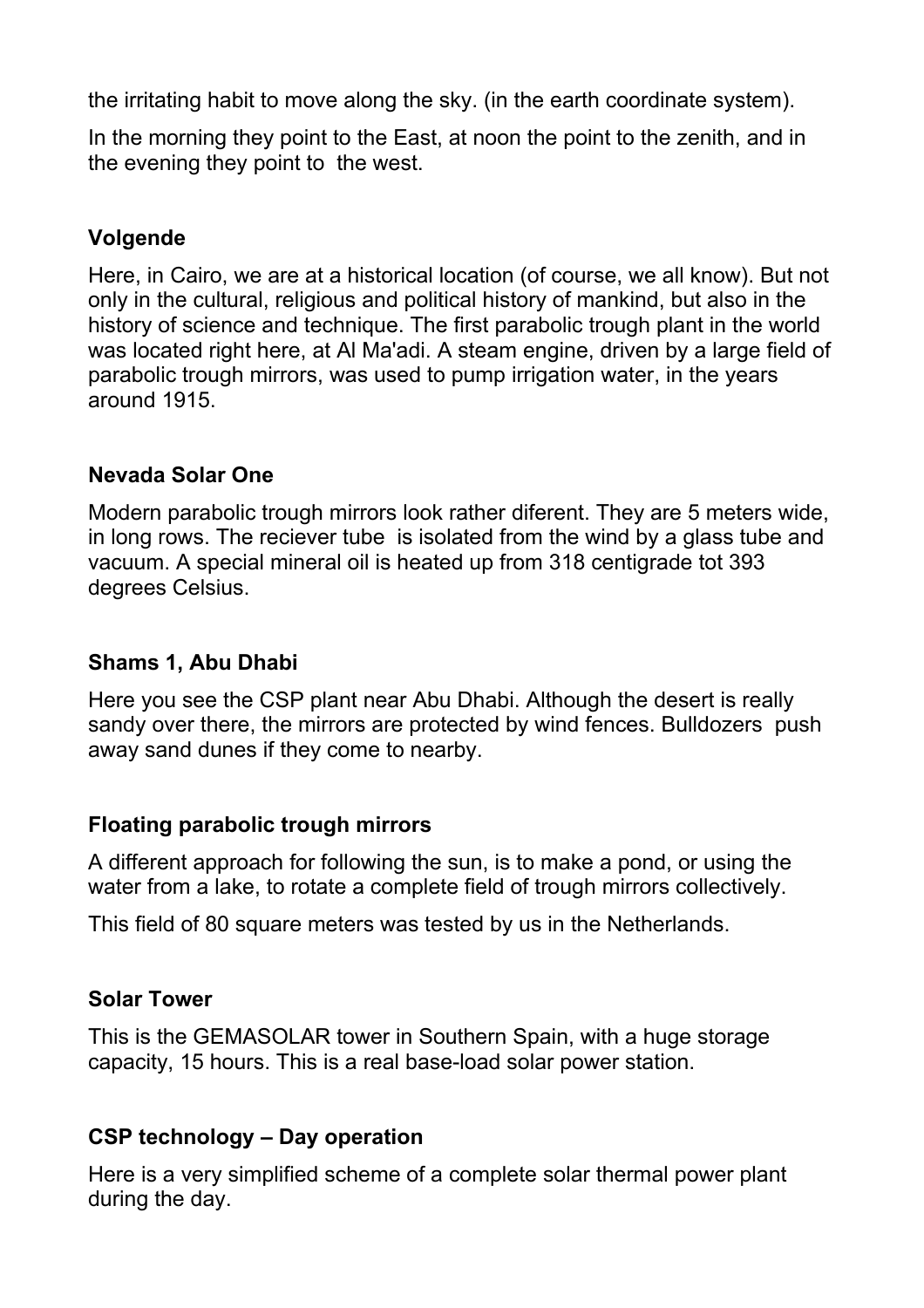the irritating habit to move along the sky. (in the earth coordinate system).

In the morning they point to the East, at noon the point to the zenith, and in the evening they point to  the west.

## Volgende

Here, in Cairo, we are at a historical location (of course, we all know). But not only in the cultural, religious and political history of mankind, but also in the history of science and technique. The first parabolic trough plant in the world was located right here, at Al Ma'adi. A steam engine, driven by a large field of parabolic trough mirrors, was used to pump irrigation water, in the years around 1915.

## Nevada Solar One

Modern parabolic trough mirrors look rather diferent. They are 5 meters wide, in long rows. The reciever tube  is isolated from the wind by a glass tube and vacuum. A special mineral oil is heated up from 318 centigrade tot 393 degrees Celsius.

## Shams 1, Abu Dhabi

Here you see the CSP plant near Abu Dhabi. Although the desert is really sandy over there, the mirrors are protected by wind fences. Bulldozers  push away sand dunes if they come to nearby.

## Floating parabolic trough mirrors

A different approach for following the sun, is to make a pond, or using the water from a lake, to rotate a complete field of trough mirrors collectively.

This field of 80 square meters was tested by us in the Netherlands.

## Solar Tower

This is the GEMASOLAR tower in Southern Spain, with a huge storage capacity, 15 hours. This is a real base-load solar power station.

## CSP technology – Day operation

Here is a very simplified scheme of a complete solar thermal power plant during the day.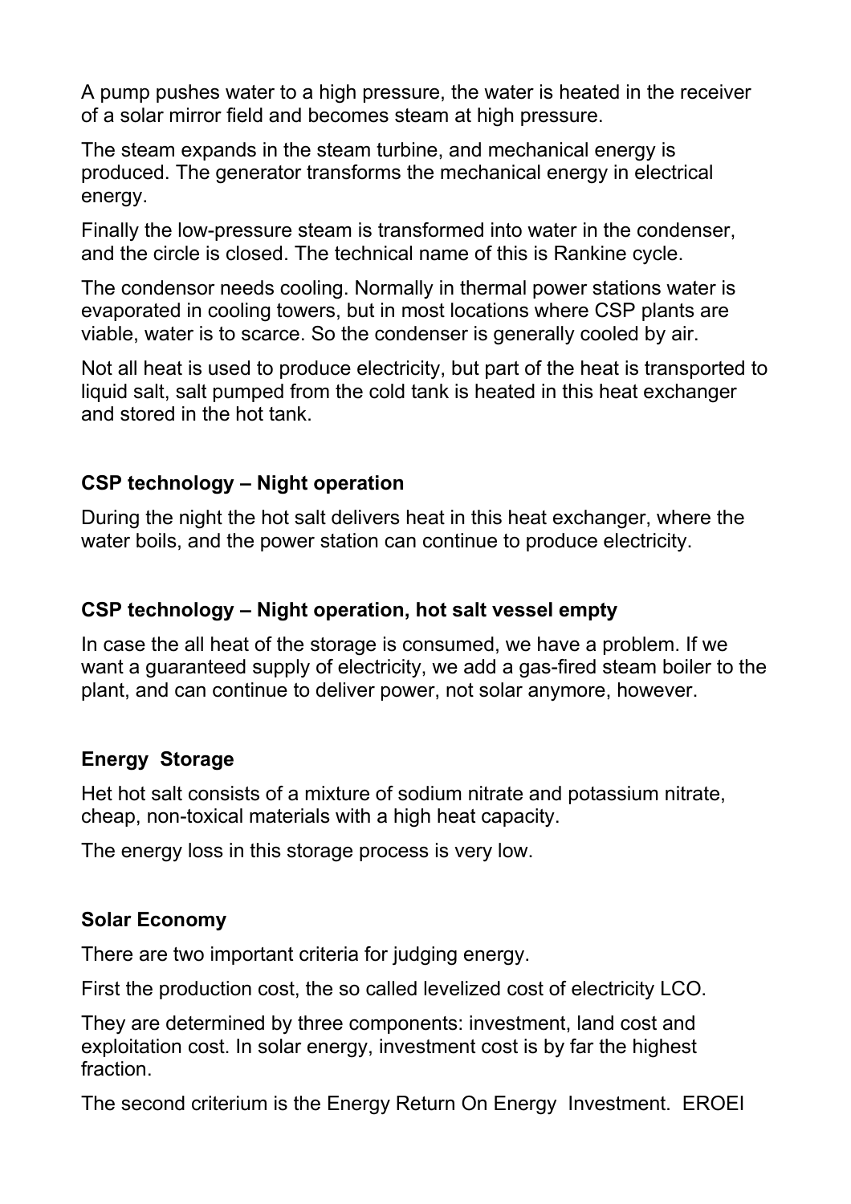A pump pushes water to a high pressure, the water is heated in the receiver of a solar mirror field and becomes steam at high pressure.

The steam expands in the steam turbine, and mechanical energy is produced. The generator transforms the mechanical energy in electrical energy.

Finally the low-pressure steam is transformed into water in the condenser, and the circle is closed. The technical name of this is Rankine cycle.

The condensor needs cooling. Normally in thermal power stations water is evaporated in cooling towers, but in most locations where CSP plants are viable, water is to scarce. So the condenser is generally cooled by air.

Not all heat is used to produce electricity, but part of the heat is transported to liquid salt, salt pumped from the cold tank is heated in this heat exchanger and stored in the hot tank.

## CSP technology – Night operation

During the night the hot salt delivers heat in this heat exchanger, where the water boils, and the power station can continue to produce electricity.

## CSP technology – Night operation, hot salt vessel empty

In case the all heat of the storage is consumed, we have a problem. If we want a guaranteed supply of electricity, we add a gas-fired steam boiler to the plant, and can continue to deliver power, not solar anymore, however.

## Energy Storage

Het hot salt consists of a mixture of sodium nitrate and potassium nitrate, cheap, non-toxical materials with a high heat capacity.

The energy loss in this storage process is very low.

## Solar Economy

There are two important criteria for judging energy.

First the production cost, the so called levelized cost of electricity LCO.

They are determined by three components: investment, land cost and exploitation cost. In solar energy, investment cost is by far the highest fraction.

The second criterium is the Energy Return On Energy Investment. EROEI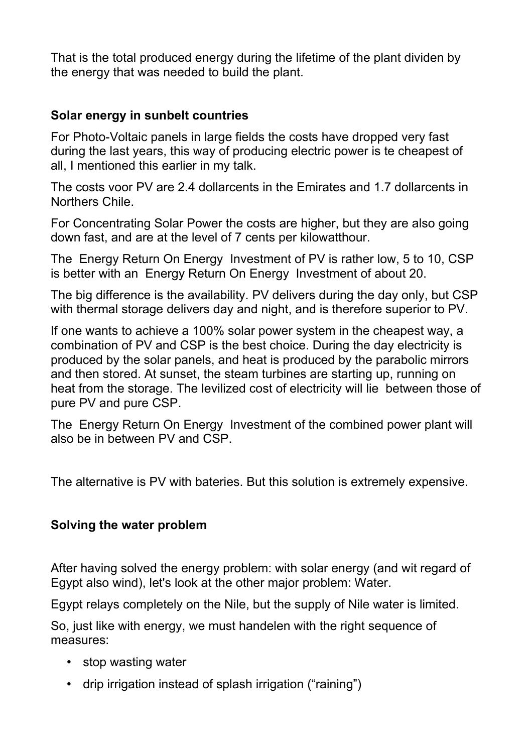That is the total produced energy during the lifetime of the plant dividen by the energy that was needed to build the plant.

### Solar energy in sunbelt countries

For Photo-Voltaic panels in large fields the costs have dropped very fast during the last years, this way of producing electric power is te cheapest of all, I mentioned this earlier in my talk.

The costs voor PV are 2.4 dollarcents in the Emirates and 1.7 dollarcents in Northers Chile.

For Concentrating Solar Power the costs are higher, but they are also going down fast, and are at the level of 7 cents per kilowatthour.

The Energy Return On Energy Investment of PV is rather low, 5 to 10, CSP is better with an Energy Return On Energy Investment of about 20.

The big difference is the availability. PV delivers during the day only, but CSP with thermal storage delivers day and night, and is therefore superior to PV.

If one wants to achieve a 100% solar power system in the cheapest way, a combination of PV and CSP is the best choice. During the day electricity is produced by the solar panels, and heat is produced by the parabolic mirrors and then stored. At sunset, the steam turbines are starting up, running on heat from the storage. The levilized cost of electricity will lie between those of pure PV and pure CSP.

The Energy Return On Energy Investment of the combined power plant will also be in between PV and CSP.

The alternative is PV with bateries. But this solution is extremely expensive.

### Solving the water problem

After having solved the energy problem: with solar energy (and wit regard of Egypt also wind), let's look at the other major problem: Water.

Egypt relays completely on the Nile, but the supply of Nile water is limited.

So, just like with energy, we must handelen with the right sequence of measures:

- stop wasting water
- drip irrigation instead of splash irrigation ("raining")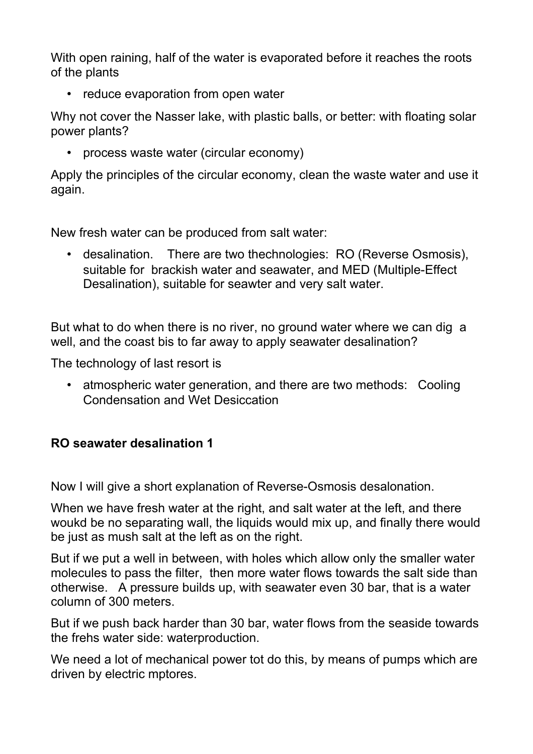With open raining, half of the water is evaporated before it reaches the roots of the plants

- reduce evaporation from open water

Why not cover the Nasser lake, with plastic balls, or better: with floating solar power plants?

- process waste water (circular economy)

Apply the principles of the circular economy, clean the waste water and use it again.

New fresh water can be produced from salt water:

- desalination. There are two thechnologies: RO (Reverse Osmosis), suitable for brackish water and seawater, and MED (Multiple-Effect Desalination), suitable for seawter and very salt water.

But what to do when there is no river, no ground water where we can dig a well, and the coast bis to far away to apply seawater desalination?

The technology of last resort is

- atmospheric water generation, and there are two methods: Cooling Condensation and Wet Desiccation

**RO seawater desalination 1**

Now I will give a short explanation of Reverse-Osmosis desalonation.

When we have fresh water at the right, and salt water at the left, and there woukd be no separating wall, the liquids would mix up, and finally there would be just as mush salt at the left as on the right.

But if we put a well in between, with holes which allow only the smaller water molecules to pass the filter, then more water flows towards the salt side than otherwise. A pressure builds up, with seawater even 30 bar, that is a water column of 300 meters.

But if we push back harder than 30 bar, water flows from the seaside towards the frehs water side: waterproduction.

We need a lot of mechanical power tot do this, by means of pumps which are driven by electric mptores.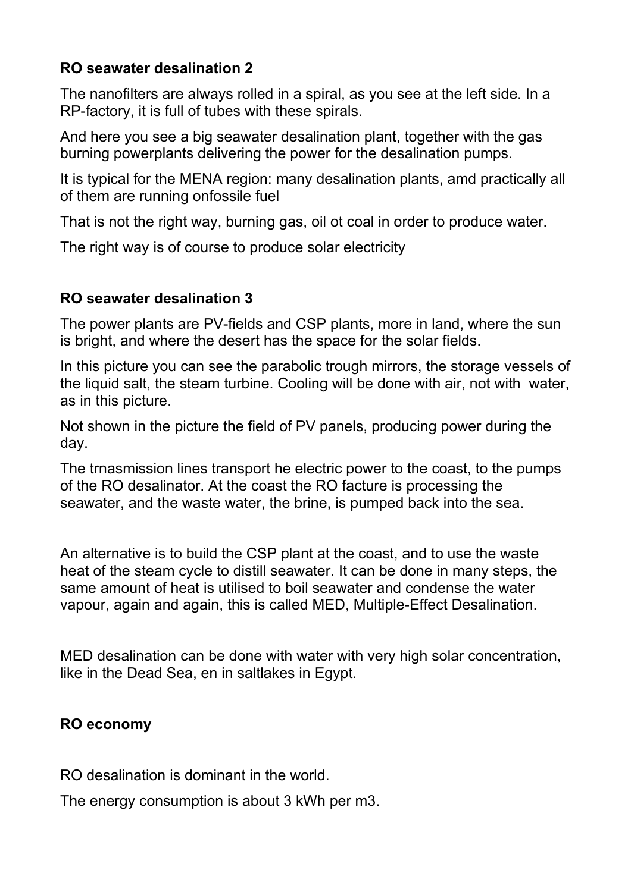**RO seawater desalination 2**

The nanofilters are always rolled in a spiral, as you see at the left side. In a RP-factory, it is full of tubes with these spirals.

And here you see a big seawater desalination plant, together with the gas burning powerplants delivering the power for the desalination pumps.

It is typical for the MENA region: many desalination plants, amd practically all of them are running onfossile fuel

That is not the right way, burning gas, oil ot coal in order to produce water.

The right way is of course to produce solar electricity

**RO seawater desalination 3**

The power plants are PV-fields and CSP plants, more in land, where the sun is bright, and where the desert has the space for the solar fields.

In this picture you can see the parabolic trough mirrors, the storage vessels of the liquid salt, the steam turbine. Cooling will be done with air, not with water, as in this picture.

Not shown in the picture the field of PV panels, producing power during the day.

The trnasmission lines transport he electric power to the coast, to the pumps of the RO desalinator. At the coast the RO facture is processing the seawater, and the waste water, the brine, is pumped back into the sea.

An alternative is to build the CSP plant at the coast, and to use the waste heat of the steam cycle to distill seawater. It can be done in many steps, the same amount of heat is utilised to boil seawater and condense the water vapour, again and again, this is called MED, Multiple-Effect Desalination.

MED desalination can be done with water with very high solar concentration, like in the Dead Sea, en in saltlakes in Egypt.

**RO economy**

RO desalination is dominant in the world.

The energy consumption is about 3 kWh per m3.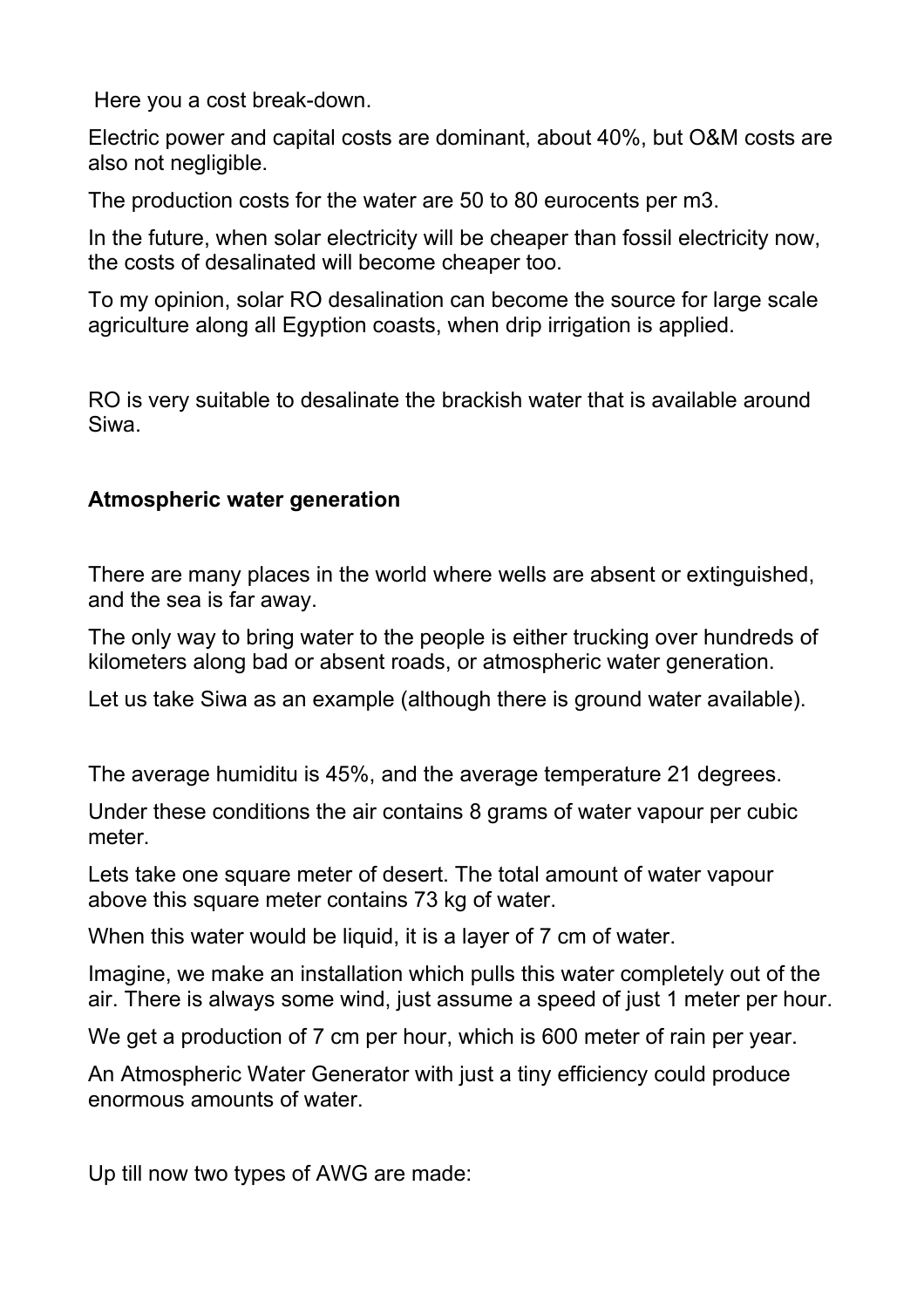Here you a cost break-down.

Electric power and capital costs are dominant, about 40%, but O&M costs are also not negligible.

The production costs for the water are 50 to 80 eurocents per m3.

In the future, when solar electricity will be cheaper than fossil electricity now, the costs of desalinated will become cheaper too.

To my opinion, solar RO desalination can become the source for large scale agriculture along all Egyption coasts, when drip irrigation is applied.

RO is very suitable to desalinate the brackish water that is available around Siwa.

**Atmospheric water generation**

There are many places in the world where wells are absent or extinguished, and the sea is far away.

The only way to bring water to the people is either trucking over hundreds of kilometers along bad or absent roads, or atmospheric water generation.

Let us take Siwa as an example (although there is ground water available).

The average humiditu is 45%, and the average temperature 21 degrees.

Under these conditions the air contains 8 grams of water vapour per cubic meter.

Lets take one square meter of desert. The total amount of water vapour above this square meter contains 73 kg of water.

When this water would be liquid, it is a layer of 7 cm of water.

Imagine, we make an installation which pulls this water completely out of the air. There is always some wind, just assume a speed of just 1 meter per hour.

We get a production of 7 cm per hour, which is 600 meter of rain per year.

An Atmospheric Water Generator with just a tiny efficiency could produce enormous amounts of water.

Up till now two types of AWG are made: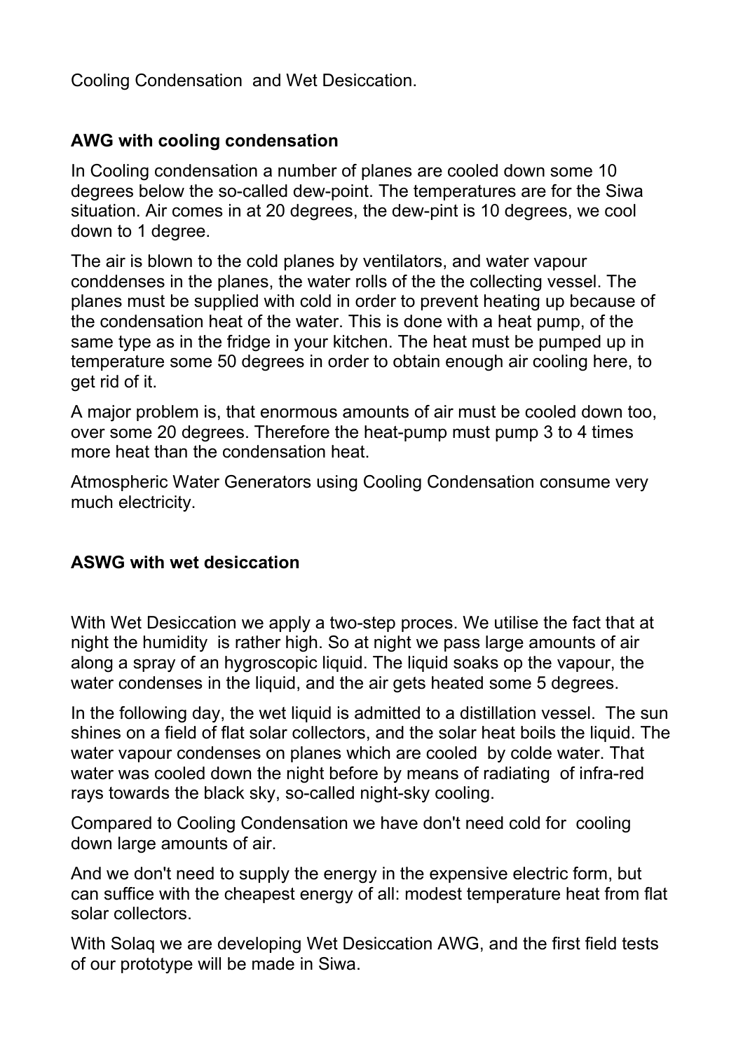Cooling Condensation  and Wet Desiccation.

**AWG with cooling condensation**

In Cooling condensation a number of planes are cooled down some 10 degrees below the so-called dew-point. The temperatures are for the Siwa situation. Air comes in at 20 degrees, the dew-pint is 10 degrees, we cool down to 1 degree.

The air is blown to the cold planes by ventilators, and water vapour conddenses in the planes, the water rolls of the the collecting vessel. The planes must be supplied with cold in order to prevent heating up because of the condensation heat of the water. This is done with a heat pump, of the same type as in the fridge in your kitchen. The heat must be pumped up in temperature some 50 degrees in order to obtain enough air cooling here, to get rid of it.

A major problem is, that enormous amounts of air must be cooled down too, over some 20 degrees. Therefore the heat-pump must pump 3 to 4 times more heat than the condensation heat.

Atmospheric Water Generators using Cooling Condensation consume very much electricity.

**ASWG with wet desiccation**

With Wet Desiccation we apply a two-step proces. We utilise the fact that at night the humidity  is rather high. So at night we pass large amounts of air along a spray of an hygroscopic liquid. The liquid soaks op the vapour, the water condenses in the liquid, and the air gets heated some 5 degrees.

In the following day, the wet liquid is admitted to a distillation vessel.  The sun shines on a field of flat solar collectors, and the solar heat boils the liquid. The water vapour condenses on planes which are cooled  by colde water. That water was cooled down the night before by means of radiating  of infra-red rays towards the black sky, so-called night-sky cooling.

Compared to Cooling Condensation we have don't need cold for  cooling down large amounts of air.

And we don't need to supply the energy in the expensive electric form, but can suffice with the cheapest energy of all: modest temperature heat from flat solar collectors.

With Solaq we are developing Wet Desiccation AWG, and the first field tests of our prototype will be made in Siwa.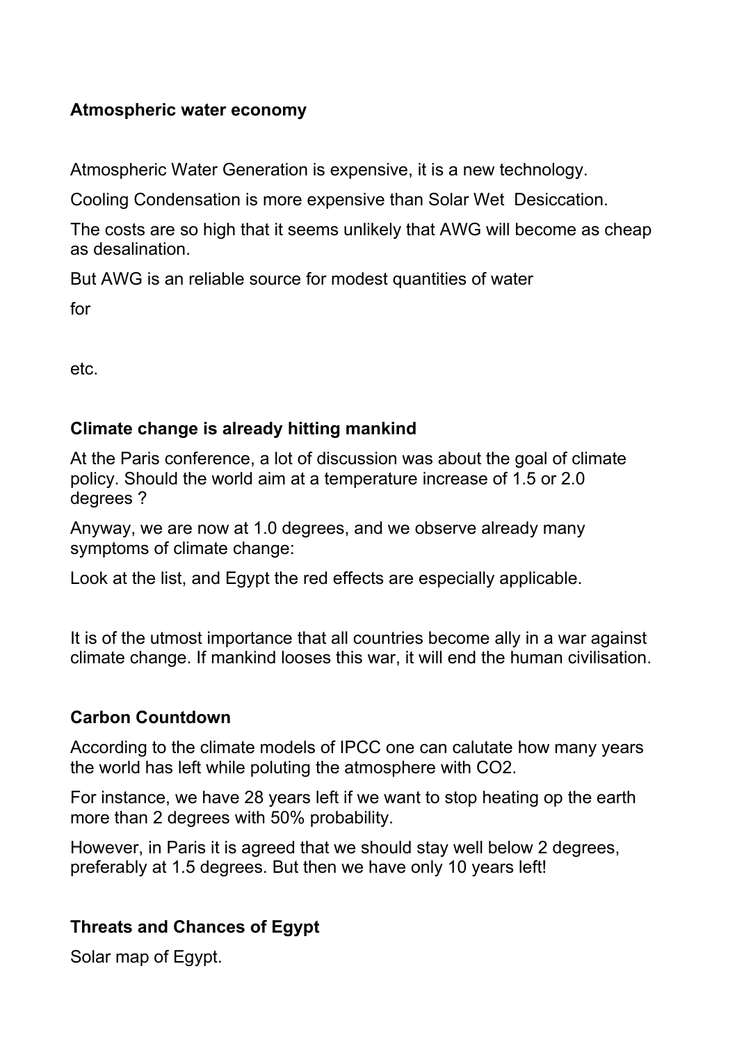**Atmospheric water economy**

Atmospheric Water Generation is expensive, it is a new technology.

Cooling Condensation is more expensive than Solar Wet  Desiccation.

The costs are so high that it seems unlikely that AWG will become as cheap as desalination.

But AWG is an reliable source for modest quantities of water

for

etc.

**Climate change is already hitting mankind**

At the Paris conference, a lot of discussion was about the goal of climate policy. Should the world aim at a temperature increase of 1.5 or 2.0 degrees ?

Anyway, we are now at 1.0 degrees, and we observe already many symptoms of climate change:

Look at the list, and Egypt the red effects are especially applicable.

It is of the utmost importance that all countries become ally in a war against climate change. If mankind looses this war, it will end the human civilisation.

**Carbon Countdown**

According to the climate models of IPCC one can calutate how many years the world has left while poluting the atmosphere with $CO_2$.

For instance, we have 28 years left if we want to stop heating op the earth more than 2 degrees with 50% probability.

However, in Paris it is agreed that we should stay well below 2 degrees, preferably at 1.5 degrees. But then we have only 10 years left!

**Threats and Chances of Egypt**

Solar map of Egypt.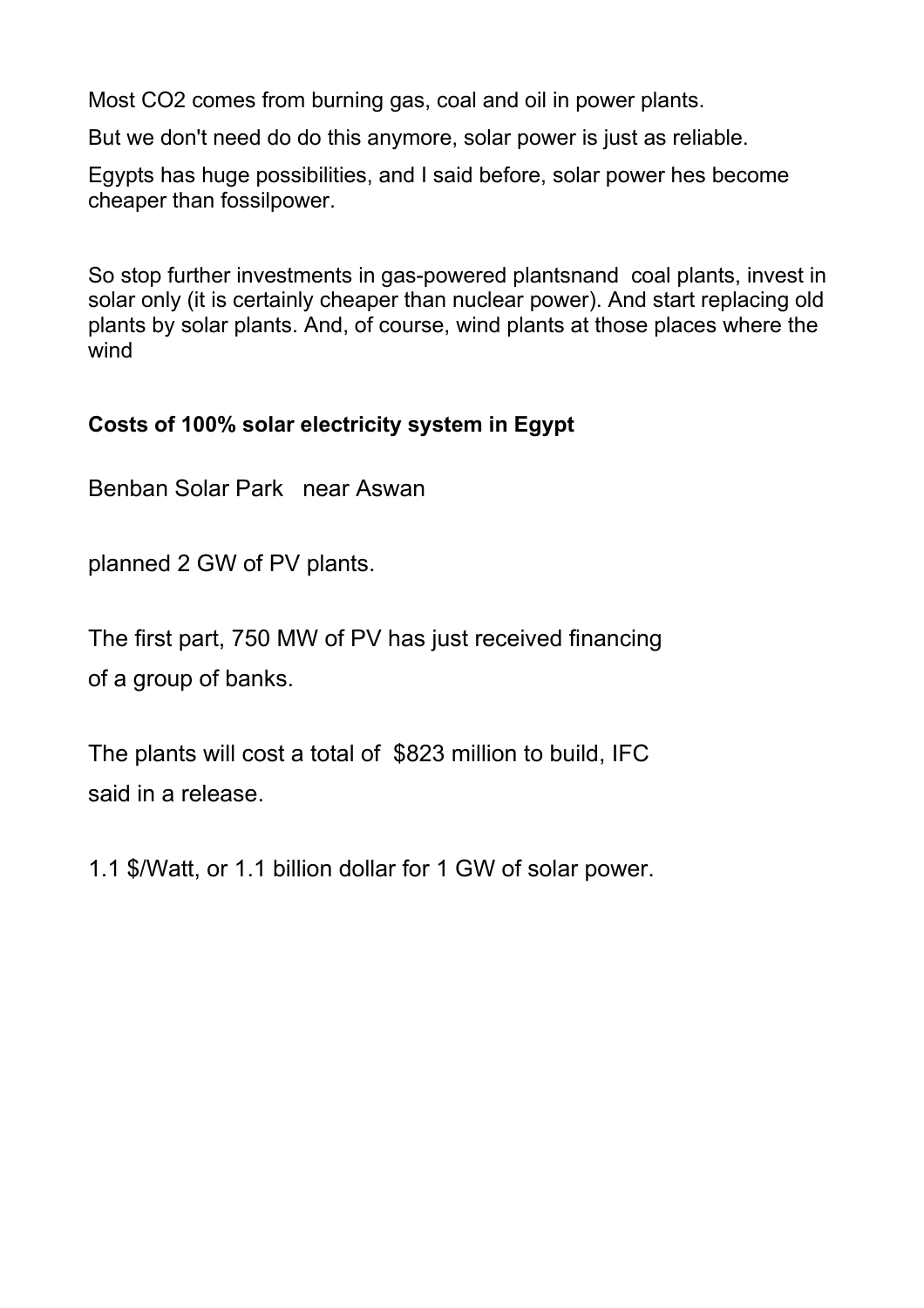Most $CO_2$ comes from burning gas, coal and oil in power plants.

But we don't need do do this anymore, solar power is just as reliable.

Egypts has huge possibilities, and I said before, solar power hes become cheaper than fossilpower.

So stop further investments in gas-powered plantsnand coal plants, invest in solar only (it is certainly cheaper than nuclear power). And start replacing old plants by solar plants. And, of course, wind plants at those places where the wind

**Costs of 100% solar electricity system in Egypt**

Benban Solar Park near Aswan

planned 2 GW of PV plants.

The first part, 750 MW of PV has just received financing of a group of banks.

The plants will cost a total of $823 million to build, IFC said in a release.

1.1 $/Watt, or 1.1 billion dollar for 1 GW of solar power.